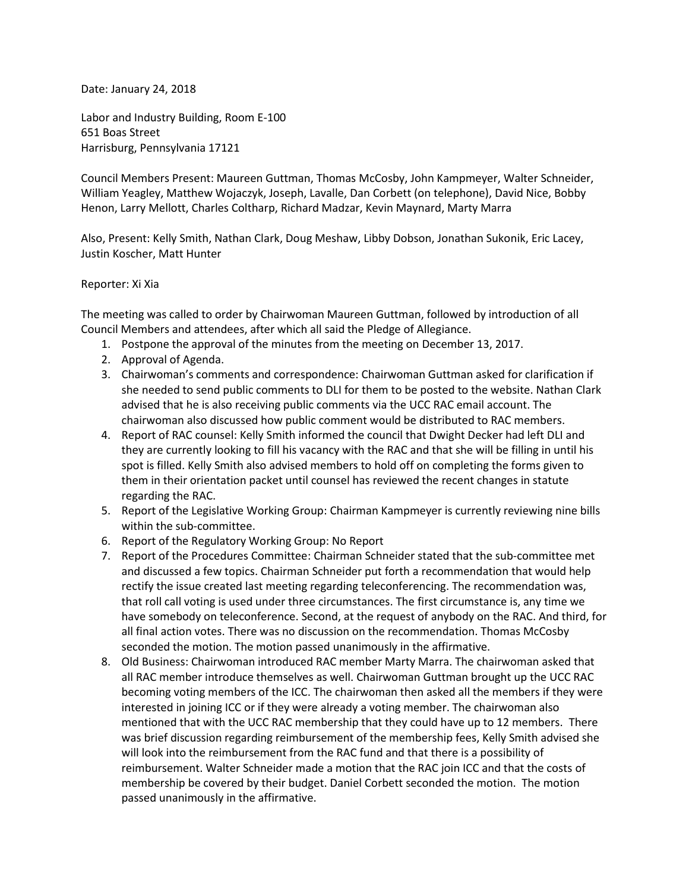Date: January 24, 2018

Labor and Industry Building, Room E-100
651 Boas Street
Harrisburg, Pennsylvania 17121

Council Members Present: Maureen Guttman, Thomas McCosby, John Kampmeyer, Walter Schneider, William Yeagley, Matthew Wojaczyk, Joseph, Lavalle, Dan Corbett (on telephone), David Nice, Bobby Henon, Larry Mellott, Charles Coltharp, Richard Madzar, Kevin Maynard, Marty Marra

Also, Present: Kelly Smith, Nathan Clark, Doug Meshaw, Libby Dobson, Jonathan Sukonik, Eric Lacey, Justin Koscher, Matt Hunter

Reporter: Xi Xia

The meeting was called to order by Chairwoman Maureen Guttman, followed by introduction of all Council Members and attendees, after which all said the Pledge of Allegiance.

1. Postpone the approval of the minutes from the meeting on December 13, 2017.
2. Approval of Agenda.
3. Chairwoman's comments and correspondence: Chairwoman Guttman asked for clarification if she needed to send public comments to DLI for them to be posted to the website. Nathan Clark advised that he is also receiving public comments via the UCC RAC email account. The chairwoman also discussed how public comment would be distributed to RAC members.
4. Report of RAC counsel: Kelly Smith informed the council that Dwight Decker had left DLI and they are currently looking to fill his vacancy with the RAC and that she will be filling in until his spot is filled. Kelly Smith also advised members to hold off on completing the forms given to them in their orientation packet until counsel has reviewed the recent changes in statute regarding the RAC.
5. Report of the Legislative Working Group: Chairman Kampmeyer is currently reviewing nine bills within the sub-committee.
6. Report of the Regulatory Working Group: No Report
7. Report of the Procedures Committee: Chairman Schneider stated that the sub-committee met and discussed a few topics. Chairman Schneider put forth a recommendation that would help rectify the issue created last meeting regarding teleconferencing. The recommendation was, that roll call voting is used under three circumstances. The first circumstance is, any time we have somebody on teleconference. Second, at the request of anybody on the RAC. And third, for all final action votes. There was no discussion on the recommendation. Thomas McCosby seconded the motion. The motion passed unanimously in the affirmative.
8. Old Business: Chairwoman introduced RAC member Marty Marra. The chairwoman asked that all RAC member introduce themselves as well. Chairwoman Guttman brought up the UCC RAC becoming voting members of the ICC. The chairwoman then asked all the members if they were interested in joining ICC or if they were already a voting member. The chairwoman also mentioned that with the UCC RAC membership that they could have up to 12 members. There was brief discussion regarding reimbursement of the membership fees, Kelly Smith advised she will look into the reimbursement from the RAC fund and that there is a possibility of reimbursement. Walter Schneider made a motion that the RAC join ICC and that the costs of membership be covered by their budget. Daniel Corbett seconded the motion. The motion passed unanimously in the affirmative.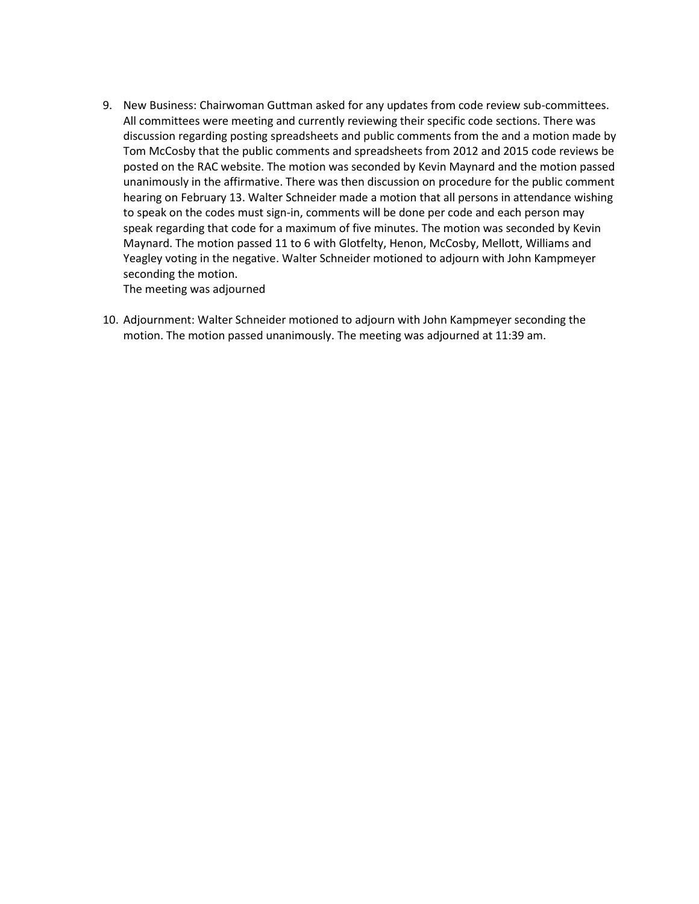9. New Business: Chairwoman Guttman asked for any updates from code review sub-committees. All committees were meeting and currently reviewing their specific code sections. There was discussion regarding posting spreadsheets and public comments from the and a motion made by Tom McCosby that the public comments and spreadsheets from 2012 and 2015 code reviews be posted on the RAC website. The motion was seconded by Kevin Maynard and the motion passed unanimously in the affirmative. There was then discussion on procedure for the public comment hearing on February 13. Walter Schneider made a motion that all persons in attendance wishing to speak on the codes must sign-in, comments will be done per code and each person may speak regarding that code for a maximum of five minutes. The motion was seconded by Kevin Maynard. The motion passed 11 to 6 with Glotfelty, Henon, McCosby, Mellott, Williams and Yeagley voting in the negative. Walter Schneider motioned to adjourn with John Kampmeyer seconding the motion.
   The meeting was adjourned

10. Adjournment: Walter Schneider motioned to adjourn with John Kampmeyer seconding the motion. The motion passed unanimously. The meeting was adjourned at 11:39 am.